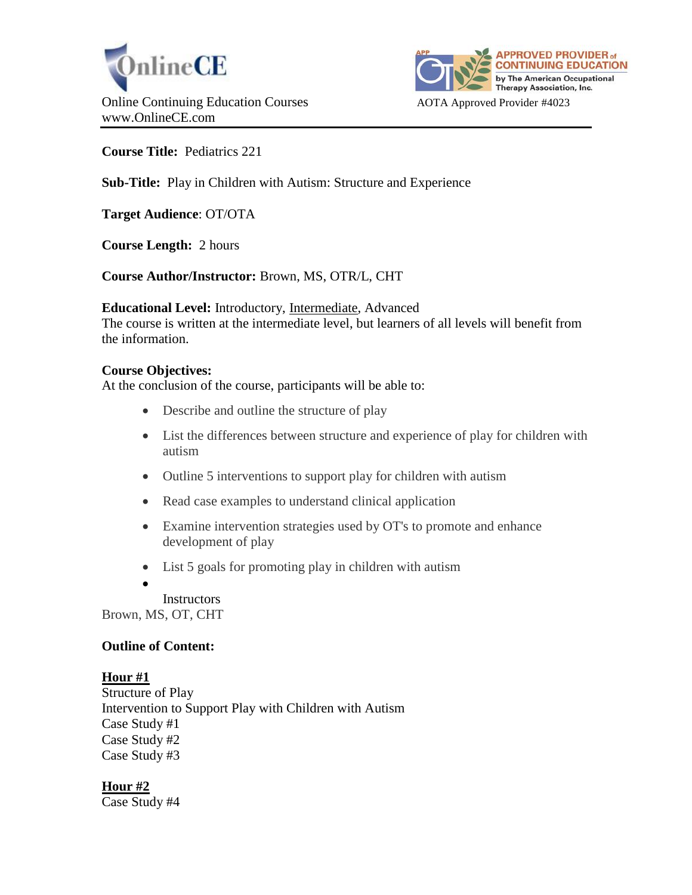OnlineCE

Online Continuing Education Courses
www.OnlineCE.com

APPROVED PROVIDER of CONTINUING EDUCATION by The American Occupational Therapy Association, Inc.

AOTA Approved Provider #4023

**Course Title:** Pediatrics 221

**Sub-Title:** Play in Children with Autism: Structure and Experience

**Target Audience**: OT/OTA

**Course Length:** 2 hours

**Course Author/Instructor:** Brown, MS, OTR/L, CHT

**Educational Level:** Introductory, Intermediate, Advanced
The course is written at the intermediate level, but learners of all levels will benefit from the information.

**Course Objectives:**
At the conclusion of the course, participants will be able to:

- Describe and outline the structure of play
- List the differences between structure and experience of play for children with autism
- Outline 5 interventions to support play for children with autism
- Read case examples to understand clinical application
- Examine intervention strategies used by OT's to promote and enhance development of play
- List 5 goals for promoting play in children with autism
- 

Instructors
Brown, MS, OT, CHT

**Outline of Content:**

**Hour #1**
Structure of Play
Intervention to Support Play with Children with Autism
Case Study #1
Case Study #2
Case Study #3

**Hour #2**
Case Study #4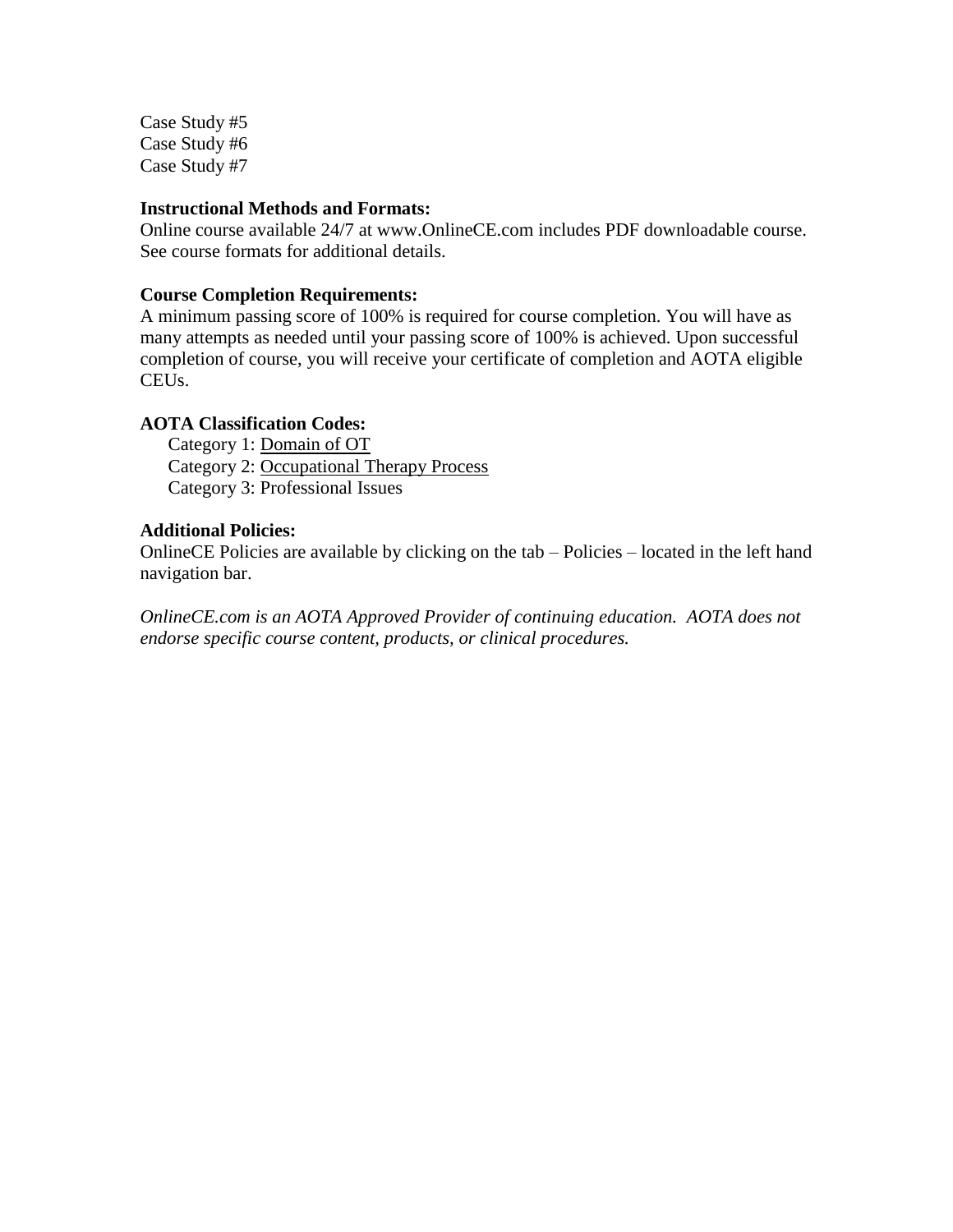Case Study #5
Case Study #6
Case Study #7

**Instructional Methods and Formats:**
Online course available 24/7 at www.OnlineCE.com includes PDF downloadable course. See course formats for additional details.

**Course Completion Requirements:**
A minimum passing score of 100% is required for course completion. You will have as many attempts as needed until your passing score of 100% is achieved. Upon successful completion of course, you will receive your certificate of completion and AOTA eligible CEUs.

**AOTA Classification Codes:**

Category 1: Domain of OT
Category 2: Occupational Therapy Process
Category 3: Professional Issues

**Additional Policies:**
OnlineCE Policies are available by clicking on the tab – Policies – located in the left hand navigation bar.

*OnlineCE.com is an AOTA Approved Provider of continuing education. AOTA does not endorse specific course content, products, or clinical procedures.*